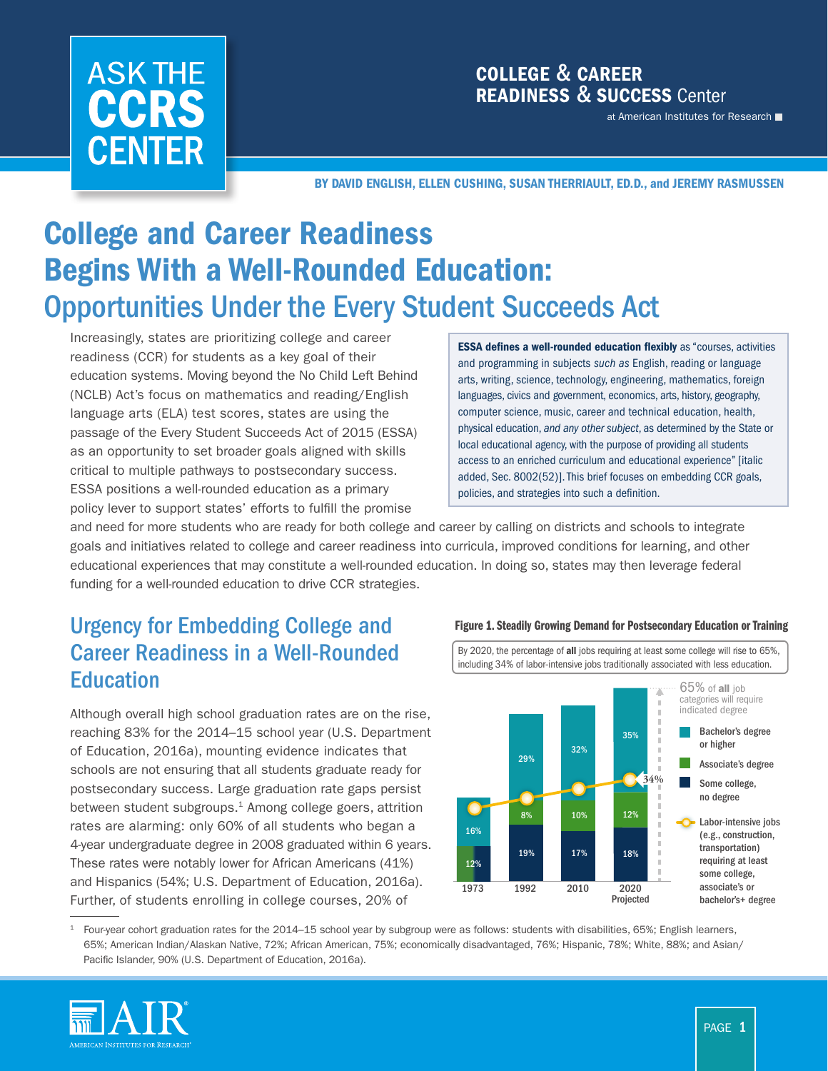ASK THE **CCRS** CENTER

**COLLEGE & CAREER READINESS & SUCCESS Center** at American Institutes for Research

**BY DAVID ENGLISH, ELLEN CUSHING, SUSAN THERRIAULT, ED.D., and JEREMY RASMUSSEN**

# College and Career Readiness Begins With a Well-Rounded Education: Opportunities Under the Every Student Succeeds Act

**ESSA defines a well-rounded education flexibly** as "courses, activities and programming in subjects *such as* English, reading or language arts, writing, science, technology, engineering, mathematics, foreign languages, civics and government, economics, arts, history, geography, computer science, music, career and technical education, health, physical education, *and any other subject*, as determined by the State or local educational agency, with the purpose of providing all students access to an enriched curriculum and educational experience" [italic added, Sec. 8002(52)]. This brief focuses on embedding CCR goals, policies, and strategies into such a definition.

Increasingly, states are prioritizing college and career readiness (CCR) for students as a key goal of their education systems. Moving beyond the No Child Left Behind (NCLB) Act's focus on mathematics and reading/English language arts (ELA) test scores, states are using the passage of the Every Student Succeeds Act of 2015 (ESSA) as an opportunity to set broader goals aligned with skills critical to multiple pathways to postsecondary success. ESSA positions a well-rounded education as a primary policy lever to support states' efforts to fulfill the promise and need for more students who are ready for both college and career by calling on districts and schools to integrate goals and initiatives related to college and career readiness into curricula, improved conditions for learning, and other educational experiences that may constitute a well-rounded education. In doing so, states may then leverage federal funding for a well-rounded education to drive CCR strategies.

## Urgency for Embedding College and Career Readiness in a Well-Rounded Education

Although overall high school graduation rates are on the rise, reaching 83% for the 2014–15 school year (U.S. Department of Education, 2016a), mounting evidence indicates that schools are not ensuring that all students graduate ready for postsecondary success. Large graduation rate gaps persist between student subgroups.[1] Among college goers, attrition rates are alarming: only 60% of all students who began a 4-year undergraduate degree in 2008 graduated within 6 years. These rates were notably lower for African Americans (41%) and Hispanics (54%; U.S. Department of Education, 2016a). Further, of students enrolling in college courses, 20% of

**Figure 1. Steadily Growing Demand for Postsecondary Education or Training**

By 2020, the percentage of **all** jobs requiring at least some college will rise to 65%, including 34% of labor-intensive jobs traditionally associated with less education.

| | 1973 | 1992 | 2010 | 2020 Projected |
|---|---|---|---|---|
| Bachelor's degree or higher | 16% | 29% | 32% | 35% |
| Associate's degree | | 8% | 10% | 12% |
| Some college, no degree | 12% | 19% | 17% | 18% |

65% of **all** job categories will require indicated degree

Labor-intensive jobs (e.g., construction, transportation) requiring at least some college, associate's or bachelor's+ degree: 34% (2020)

[1] Four-year cohort graduation rates for the 2014–15 school year by subgroup were as follows: students with disabilities, 65%; English learners, 65%; American Indian/Alaskan Native, 72%; African American, 75%; economically disadvantaged, 76%; Hispanic, 78%; White, 88%; and Asian/Pacific Islander, 90% (U.S. Department of Education, 2016a).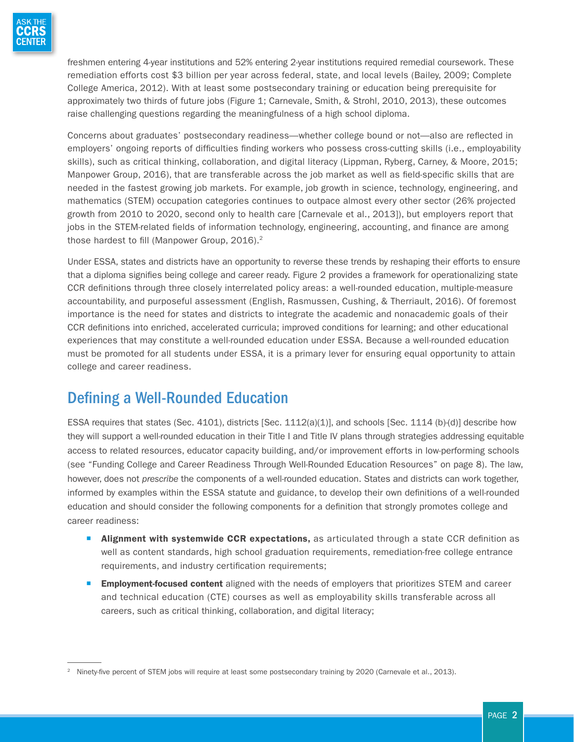freshmen entering 4-year institutions and 52% entering 2-year institutions required remedial coursework. These remediation efforts cost $3 billion per year across federal, state, and local levels (Bailey, 2009; Complete College America, 2012). With at least some postsecondary training or education being prerequisite for approximately two thirds of future jobs (Figure 1; Carnevale, Smith, & Strohl, 2010, 2013), these outcomes raise challenging questions regarding the meaningfulness of a high school diploma.

Concerns about graduates' postsecondary readiness—whether college bound or not—also are reflected in employers' ongoing reports of difficulties finding workers who possess cross-cutting skills (i.e., employability skills), such as critical thinking, collaboration, and digital literacy (Lippman, Ryberg, Carney, & Moore, 2015; Manpower Group, 2016), that are transferable across the job market as well as field-specific skills that are needed in the fastest growing job markets. For example, job growth in science, technology, engineering, and mathematics (STEM) occupation categories continues to outpace almost every other sector (26% projected growth from 2010 to 2020, second only to health care [Carnevale et al., 2013]), but employers report that jobs in the STEM-related fields of information technology, engineering, accounting, and finance are among those hardest to fill (Manpower Group, 2016).[2]

Under ESSA, states and districts have an opportunity to reverse these trends by reshaping their efforts to ensure that a diploma signifies being college and career ready. Figure 2 provides a framework for operationalizing state CCR definitions through three closely interrelated policy areas: a well-rounded education, multiple-measure accountability, and purposeful assessment (English, Rasmussen, Cushing, & Therriault, 2016). Of foremost importance is the need for states and districts to integrate the academic and nonacademic goals of their CCR definitions into enriched, accelerated curricula; improved conditions for learning; and other educational experiences that may constitute a well-rounded education under ESSA. Because a well-rounded education must be promoted for all students under ESSA, it is a primary lever for ensuring equal opportunity to attain college and career readiness.

## Defining a Well-Rounded Education

ESSA requires that states (Sec. 4101), districts [Sec. 1112(a)(1)], and schools [Sec. 1114 (b)-(d)] describe how they will support a well-rounded education in their Title I and Title IV plans through strategies addressing equitable access to related resources, educator capacity building, and/or improvement efforts in low-performing schools (see "Funding College and Career Readiness Through Well-Rounded Education Resources" on page 8). The law, however, does not *prescribe* the components of a well-rounded education. States and districts can work together, informed by examples within the ESSA statute and guidance, to develop their own definitions of a well-rounded education and should consider the following components for a definition that strongly promotes college and career readiness:

- **Alignment with systemwide CCR expectations,** as articulated through a state CCR definition as well as content standards, high school graduation requirements, remediation-free college entrance requirements, and industry certification requirements;
- **Employment-focused content** aligned with the needs of employers that prioritizes STEM and career and technical education (CTE) courses as well as employability skills transferable across all careers, such as critical thinking, collaboration, and digital literacy;

---

[2] Ninety-five percent of STEM jobs will require at least some postsecondary training by 2020 (Carnevale et al., 2013).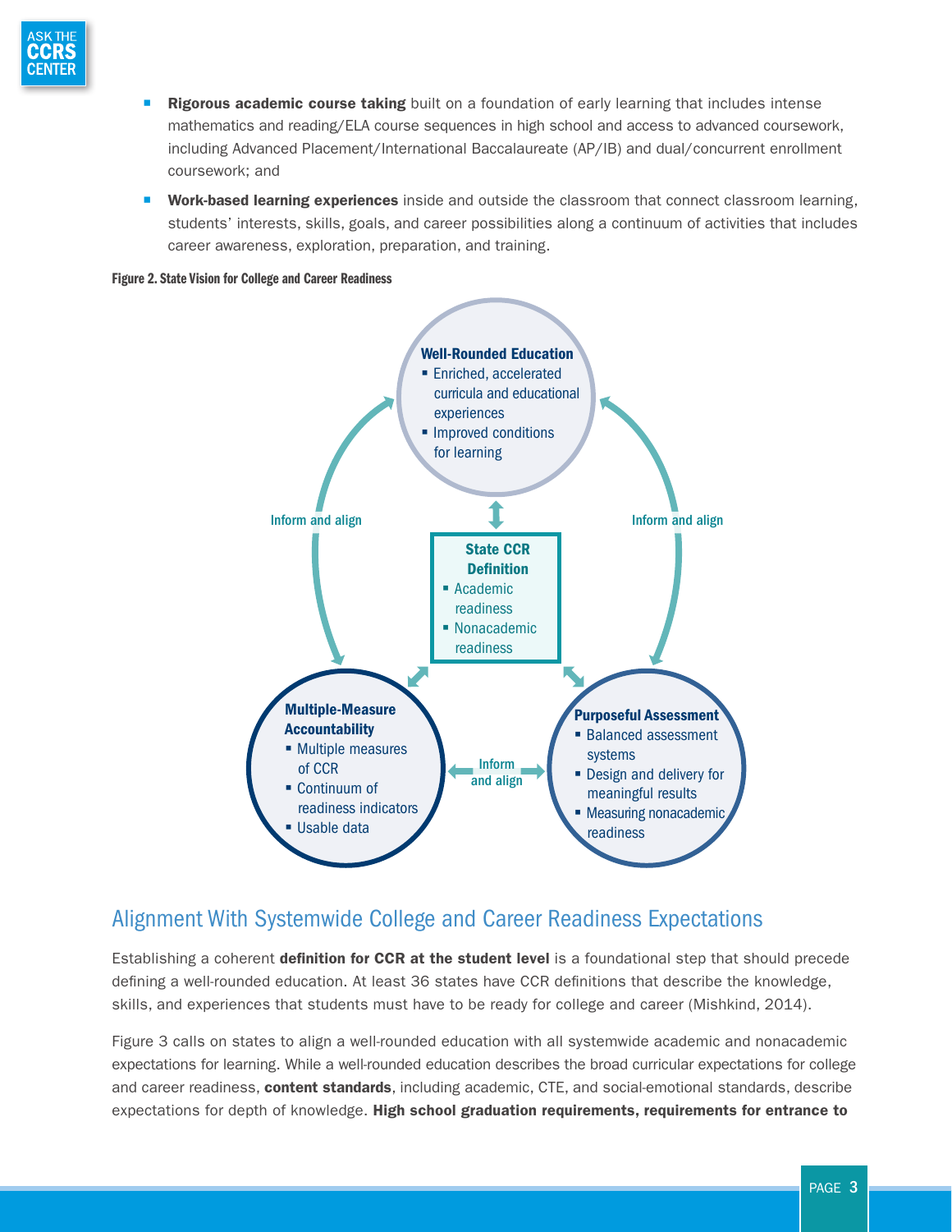- **Rigorous academic course taking** built on a foundation of early learning that includes intense mathematics and reading/ELA course sequences in high school and access to advanced coursework, including Advanced Placement/International Baccalaureate (AP/IB) and dual/concurrent enrollment coursework; and
- **Work-based learning experiences** inside and outside the classroom that connect classroom learning, students' interests, skills, goals, and career possibilities along a continuum of activities that includes career awareness, exploration, preparation, and training.

**Figure 2. State Vision for College and Career Readiness**

**Well-Rounded Education**
- Enriched, accelerated curricula and educational experiences
- Improved conditions for learning

**State CCR Definition**
- Academic readiness
- Nonacademic readiness

**Multiple-Measure Accountability**
- Multiple measures of CCR
- Continuum of readiness indicators
- Usable data

**Purposeful Assessment**
- Balanced assessment systems
- Design and delivery for meaningful results
- Measuring nonacademic readiness

Inform and align

## Alignment With Systemwide College and Career Readiness Expectations

Establishing a coherent **definition for CCR at the student level** is a foundational step that should precede defining a well-rounded education. At least 36 states have CCR definitions that describe the knowledge, skills, and experiences that students must have to be ready for college and career (Mishkind, 2014).

Figure 3 calls on states to align a well-rounded education with all systemwide academic and nonacademic expectations for learning. While a well-rounded education describes the broad curricular expectations for college and career readiness, **content standards**, including academic, CTE, and social-emotional standards, describe expectations for depth of knowledge. **High school graduation requirements, requirements for entrance to**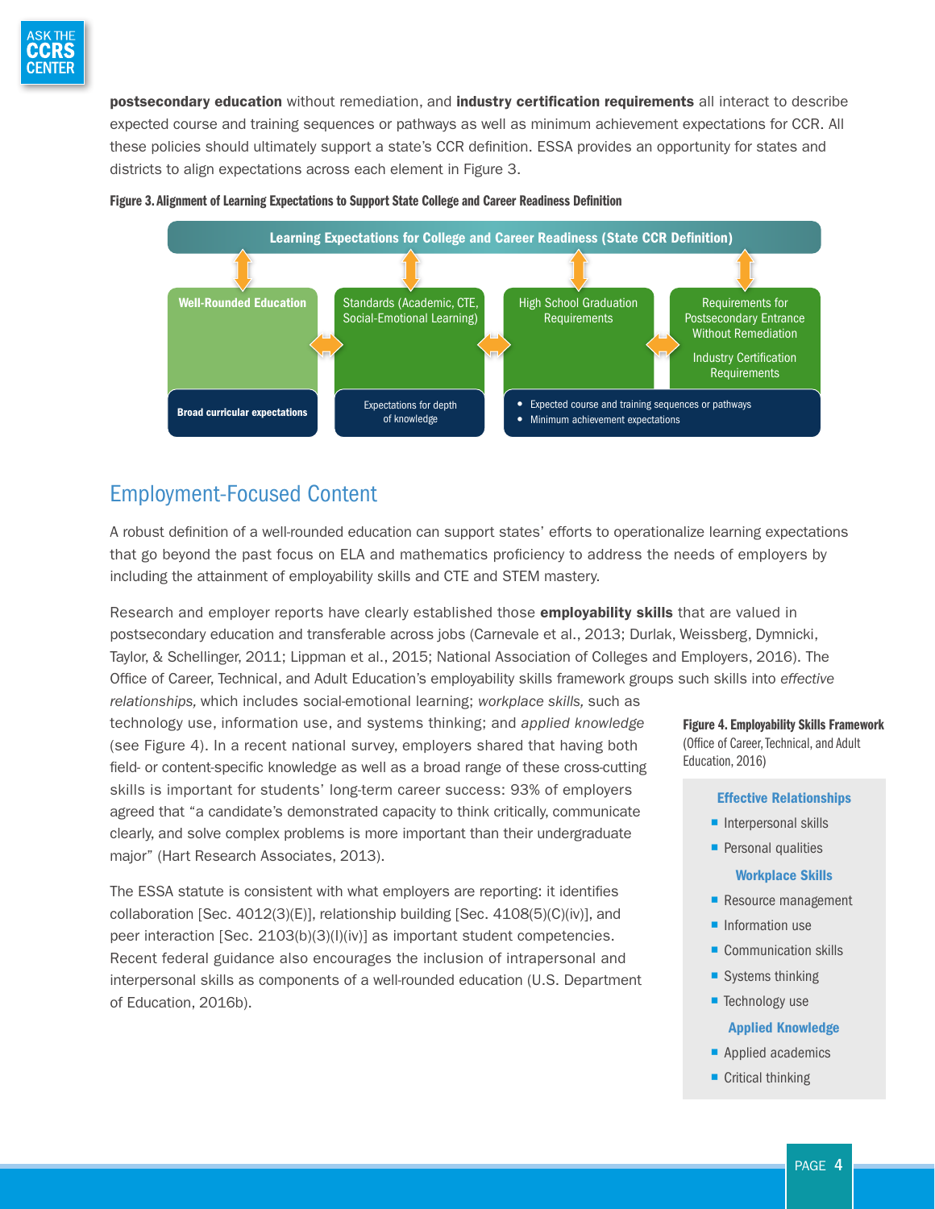**postsecondary education** without remediation, and **industry certification requirements** all interact to describe expected course and training sequences or pathways as well as minimum achievement expectations for CCR. All these policies should ultimately support a state's CCR definition. ESSA provides an opportunity for states and districts to align expectations across each element in Figure 3.

**Figure 3. Alignment of Learning Expectations to Support State College and Career Readiness Definition**

**Learning Expectations for College and Career Readiness (State CCR Definition)**

| **Well-Rounded Education** | Standards (Academic, CTE, Social-Emotional Learning) | High School Graduation Requirements | Requirements for Postsecondary Entrance Without Remediation; Industry Certification Requirements |
|---|---|---|---|
| **Broad curricular expectations** | Expectations for depth of knowledge | • Expected course and training sequences or pathways • Minimum achievement expectations | |

## Employment-Focused Content

A robust definition of a well-rounded education can support states' efforts to operationalize learning expectations that go beyond the past focus on ELA and mathematics proficiency to address the needs of employers by including the attainment of employability skills and CTE and STEM mastery.

Research and employer reports have clearly established those **employability skills** that are valued in postsecondary education and transferable across jobs (Carnevale et al., 2013; Durlak, Weissberg, Dymnicki, Taylor, & Schellinger, 2011; Lippman et al., 2015; National Association of Colleges and Employers, 2016). The Office of Career, Technical, and Adult Education's employability skills framework groups such skills into *effective relationships,* which includes social-emotional learning; *workplace skills,* such as technology use, information use, and systems thinking; and *applied knowledge* (see Figure 4). In a recent national survey, employers shared that having both field- or content-specific knowledge as well as a broad range of these cross-cutting skills is important for students' long-term career success: 93% of employers agreed that "a candidate's demonstrated capacity to think critically, communicate clearly, and solve complex problems is more important than their undergraduate major" (Hart Research Associates, 2013).

The ESSA statute is consistent with what employers are reporting: it identifies collaboration [Sec. 4012(3)(E)], relationship building [Sec. 4108(5)(C)(iv)], and peer interaction [Sec. 2103(b)(3)(I)(iv)] as important student competencies. Recent federal guidance also encourages the inclusion of intrapersonal and interpersonal skills as components of a well-rounded education (U.S. Department of Education, 2016b).

**Figure 4. Employability Skills Framework** (Office of Career, Technical, and Adult Education, 2016)

**Effective Relationships**

- Interpersonal skills
- Personal qualities

**Workplace Skills**

- Resource management
- Information use
- Communication skills
- Systems thinking
- Technology use

**Applied Knowledge**

- Applied academics
- Critical thinking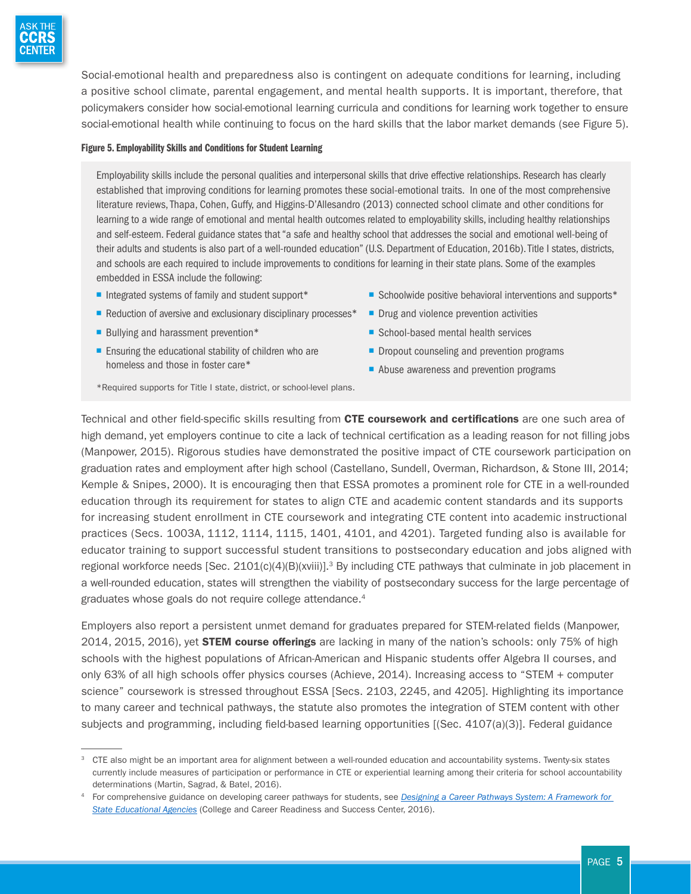Social-emotional health and preparedness also is contingent on adequate conditions for learning, including a positive school climate, parental engagement, and mental health supports. It is important, therefore, that policymakers consider how social-emotional learning curricula and conditions for learning work together to ensure social-emotional health while continuing to focus on the hard skills that the labor market demands (see Figure 5).

**Figure 5. Employability Skills and Conditions for Student Learning**

Employability skills include the personal qualities and interpersonal skills that drive effective relationships. Research has clearly established that improving conditions for learning promotes these social-emotional traits. In one of the most comprehensive literature reviews, Thapa, Cohen, Guffy, and Higgins-D'Allesandro (2013) connected school climate and other conditions for learning to a wide range of emotional and mental health outcomes related to employability skills, including healthy relationships and self-esteem. Federal guidance states that "a safe and healthy school that addresses the social and emotional well-being of their adults and students is also part of a well-rounded education" (U.S. Department of Education, 2016b). Title I states, districts, and schools are each required to include improvements to conditions for learning in their state plans. Some of the examples embedded in ESSA include the following:

- Integrated systems of family and student support*
- Reduction of aversive and exclusionary disciplinary processes*
- Bullying and harassment prevention*
- Ensuring the educational stability of children who are homeless and those in foster care*
- Schoolwide positive behavioral interventions and supports*
- Drug and violence prevention activities
- School-based mental health services
- Dropout counseling and prevention programs
- Abuse awareness and prevention programs

*Required supports for Title I state, district, or school-level plans.

Technical and other field-specific skills resulting from **CTE coursework and certifications** are one such area of high demand, yet employers continue to cite a lack of technical certification as a leading reason for not filling jobs (Manpower, 2015). Rigorous studies have demonstrated the positive impact of CTE coursework participation on graduation rates and employment after high school (Castellano, Sundell, Overman, Richardson, & Stone III, 2014; Kemple & Snipes, 2000). It is encouraging then that ESSA promotes a prominent role for CTE in a well-rounded education through its requirement for states to align CTE and academic content standards and its supports for increasing student enrollment in CTE coursework and integrating CTE content into academic instructional practices (Secs. 1003A, 1112, 1114, 1115, 1401, 4101, and 4201). Targeted funding also is available for educator training to support successful student transitions to postsecondary education and jobs aligned with regional workforce needs [Sec. 2101(c)(4)(B)(xviii)].[3] By including CTE pathways that culminate in job placement in a well-rounded education, states will strengthen the viability of postsecondary success for the large percentage of graduates whose goals do not require college attendance.[4]

Employers also report a persistent unmet demand for graduates prepared for STEM-related fields (Manpower, 2014, 2015, 2016), yet **STEM course offerings** are lacking in many of the nation's schools: only 75% of high schools with the highest populations of African-American and Hispanic students offer Algebra II courses, and only 63% of all high schools offer physics courses (Achieve, 2014). Increasing access to "STEM + computer science" coursework is stressed throughout ESSA [Secs. 2103, 2245, and 4205]. Highlighting its importance to many career and technical pathways, the statute also promotes the integration of STEM content with other subjects and programming, including field-based learning opportunities [(Sec. 4107(a)(3)]. Federal guidance

---

[3] CTE also might be an important area for alignment between a well-rounded education and accountability systems. Twenty-six states currently include measures of participation or performance in CTE or experiential learning among their criteria for school accountability determinations (Martin, Sagrad, & Batel, 2016).

[4] For comprehensive guidance on developing career pathways for students, see *Designing a Career Pathways System: A Framework for State Educational Agencies* (College and Career Readiness and Success Center, 2016).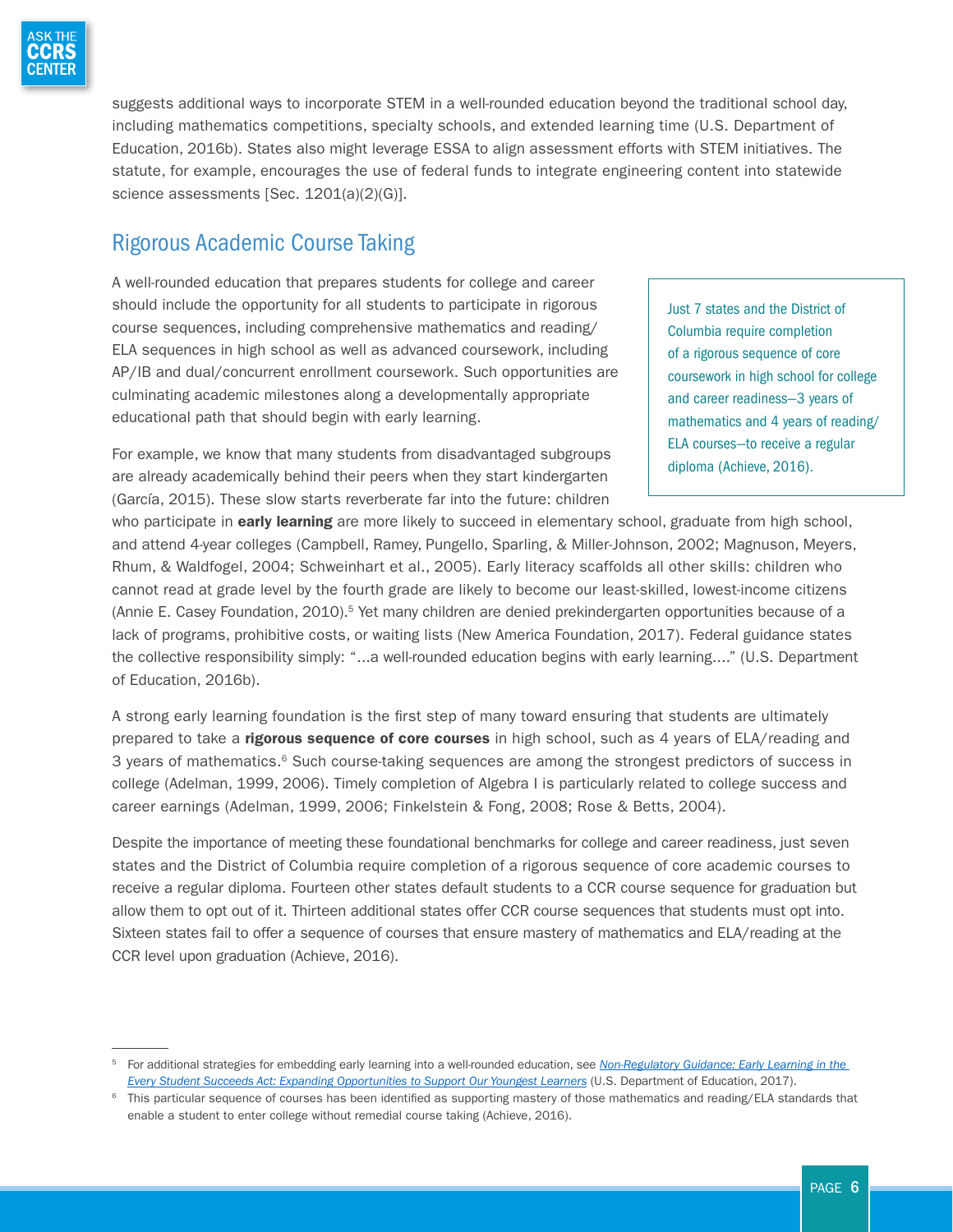suggests additional ways to incorporate STEM in a well-rounded education beyond the traditional school day, including mathematics competitions, specialty schools, and extended learning time (U.S. Department of Education, 2016b). States also might leverage ESSA to align assessment efforts with STEM initiatives. The statute, for example, encourages the use of federal funds to integrate engineering content into statewide science assessments [Sec. 1201(a)(2)(G)].

## Rigorous Academic Course Taking

A well-rounded education that prepares students for college and career should include the opportunity for all students to participate in rigorous course sequences, including comprehensive mathematics and reading/ELA sequences in high school as well as advanced coursework, including AP/IB and dual/concurrent enrollment coursework. Such opportunities are culminating academic milestones along a developmentally appropriate educational path that should begin with early learning.

> Just 7 states and the District of Columbia require completion of a rigorous sequence of core coursework in high school for college and career readiness—3 years of mathematics and 4 years of reading/ELA courses—to receive a regular diploma (Achieve, 2016).

For example, we know that many students from disadvantaged subgroups are already academically behind their peers when they start kindergarten (García, 2015). These slow starts reverberate far into the future: children who participate in **early learning** are more likely to succeed in elementary school, graduate from high school, and attend 4-year colleges (Campbell, Ramey, Pungello, Sparling, & Miller-Johnson, 2002; Magnuson, Meyers, Rhum, & Waldfogel, 2004; Schweinhart et al., 2005). Early literacy scaffolds all other skills: children who cannot read at grade level by the fourth grade are likely to become our least-skilled, lowest-income citizens (Annie E. Casey Foundation, 2010).[5] Yet many children are denied prekindergarten opportunities because of a lack of programs, prohibitive costs, or waiting lists (New America Foundation, 2017). Federal guidance states the collective responsibility simply: "…a well-rounded education begins with early learning…." (U.S. Department of Education, 2016b).

A strong early learning foundation is the first step of many toward ensuring that students are ultimately prepared to take a **rigorous sequence of core courses** in high school, such as 4 years of ELA/reading and 3 years of mathematics.[6] Such course-taking sequences are among the strongest predictors of success in college (Adelman, 1999, 2006). Timely completion of Algebra I is particularly related to college success and career earnings (Adelman, 1999, 2006; Finkelstein & Fong, 2008; Rose & Betts, 2004).

Despite the importance of meeting these foundational benchmarks for college and career readiness, just seven states and the District of Columbia require completion of a rigorous sequence of core academic courses to receive a regular diploma. Fourteen other states default students to a CCR course sequence for graduation but allow them to opt out of it. Thirteen additional states offer CCR course sequences that students must opt into. Sixteen states fail to offer a sequence of courses that ensure mastery of mathematics and ELA/reading at the CCR level upon graduation (Achieve, 2016).

---

[5] For additional strategies for embedding early learning into a well-rounded education, see *Non-Regulatory Guidance: Early Learning in the Every Student Succeeds Act: Expanding Opportunities to Support Our Youngest Learners* (U.S. Department of Education, 2017).

[6] This particular sequence of courses has been identified as supporting mastery of those mathematics and reading/ELA standards that enable a student to enter college without remedial course taking (Achieve, 2016).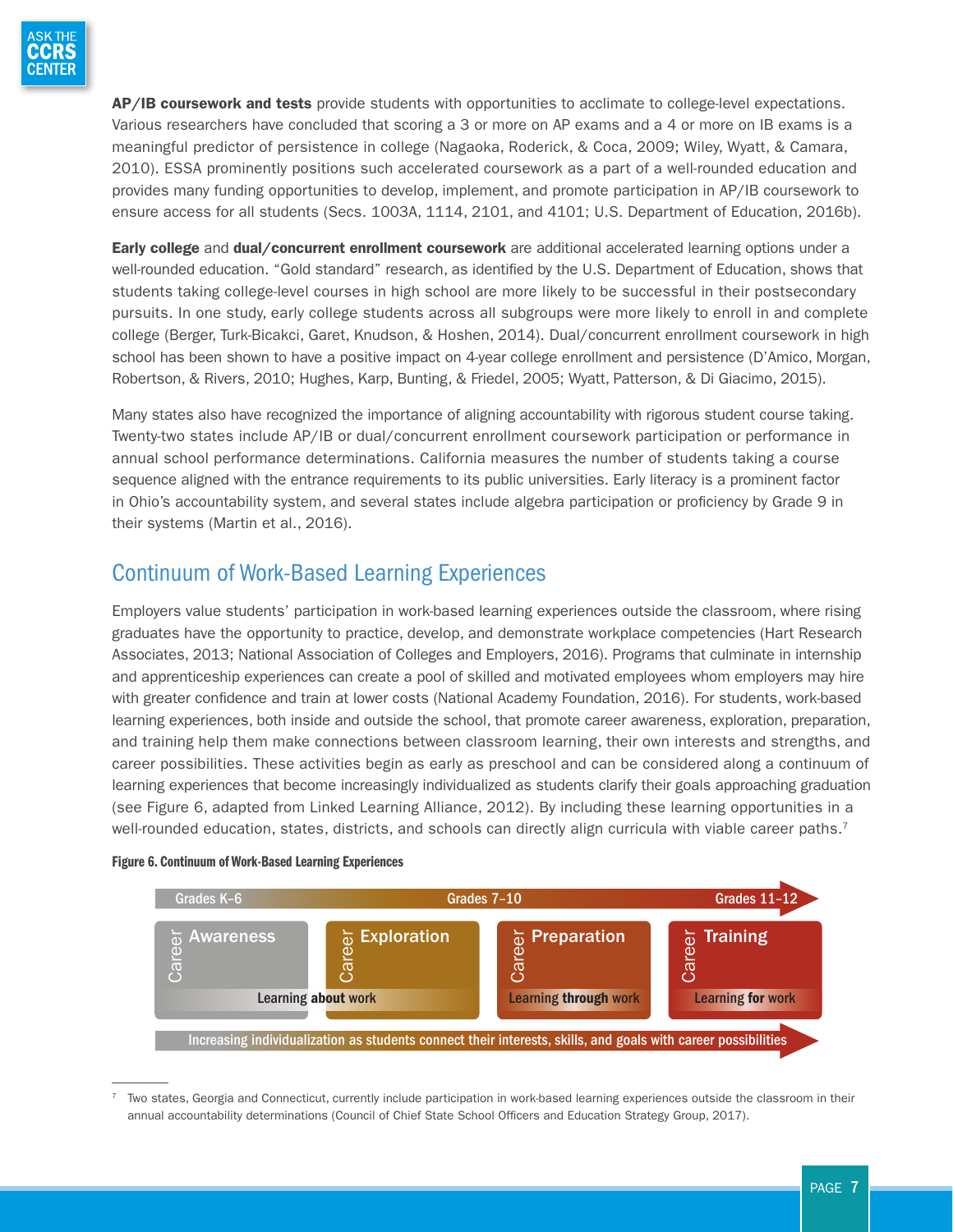**AP/IB coursework and tests** provide students with opportunities to acclimate to college-level expectations. Various researchers have concluded that scoring a 3 or more on AP exams and a 4 or more on IB exams is a meaningful predictor of persistence in college (Nagaoka, Roderick, & Coca, 2009; Wiley, Wyatt, & Camara, 2010). ESSA prominently positions such accelerated coursework as a part of a well-rounded education and provides many funding opportunities to develop, implement, and promote participation in AP/IB coursework to ensure access for all students (Secs. 1003A, 1114, 2101, and 4101; U.S. Department of Education, 2016b).

**Early college** and **dual/concurrent enrollment coursework** are additional accelerated learning options under a well-rounded education. "Gold standard" research, as identified by the U.S. Department of Education, shows that students taking college-level courses in high school are more likely to be successful in their postsecondary pursuits. In one study, early college students across all subgroups were more likely to enroll in and complete college (Berger, Turk-Bicakci, Garet, Knudson, & Hoshen, 2014). Dual/concurrent enrollment coursework in high school has been shown to have a positive impact on 4-year college enrollment and persistence (D'Amico, Morgan, Robertson, & Rivers, 2010; Hughes, Karp, Bunting, & Friedel, 2005; Wyatt, Patterson, & Di Giacimo, 2015).

Many states also have recognized the importance of aligning accountability with rigorous student course taking. Twenty-two states include AP/IB or dual/concurrent enrollment coursework participation or performance in annual school performance determinations. California measures the number of students taking a course sequence aligned with the entrance requirements to its public universities. Early literacy is a prominent factor in Ohio's accountability system, and several states include algebra participation or proficiency by Grade 9 in their systems (Martin et al., 2016).

## Continuum of Work-Based Learning Experiences

Employers value students' participation in work-based learning experiences outside the classroom, where rising graduates have the opportunity to practice, develop, and demonstrate workplace competencies (Hart Research Associates, 2013; National Association of Colleges and Employers, 2016). Programs that culminate in internship and apprenticeship experiences can create a pool of skilled and motivated employees whom employers may hire with greater confidence and train at lower costs (National Academy Foundation, 2016). For students, work-based learning experiences, both inside and outside the school, that promote career awareness, exploration, preparation, and training help them make connections between classroom learning, their own interests and strengths, and career possibilities. These activities begin as early as preschool and can be considered along a continuum of learning experiences that become increasingly individualized as students clarify their goals approaching graduation (see Figure 6, adapted from Linked Learning Alliance, 2012). By including these learning opportunities in a well-rounded education, states, districts, and schools can directly align curricula with viable career paths.[7]

**Figure 6. Continuum of Work-Based Learning Experiences**

| Grades K–6 | Grades 7–10 | | Grades 11–12 |
|---|---|---|---|
| Career Awareness | Career Exploration | Career Preparation | Career Training |
| Learning **about** work | | Learning **through** work | Learning **for** work |

Increasing individualization as students connect their interests, skills, and goals with career possibilities

---

[7] Two states, Georgia and Connecticut, currently include participation in work-based learning experiences outside the classroom in their annual accountability determinations (Council of Chief State School Officers and Education Strategy Group, 2017).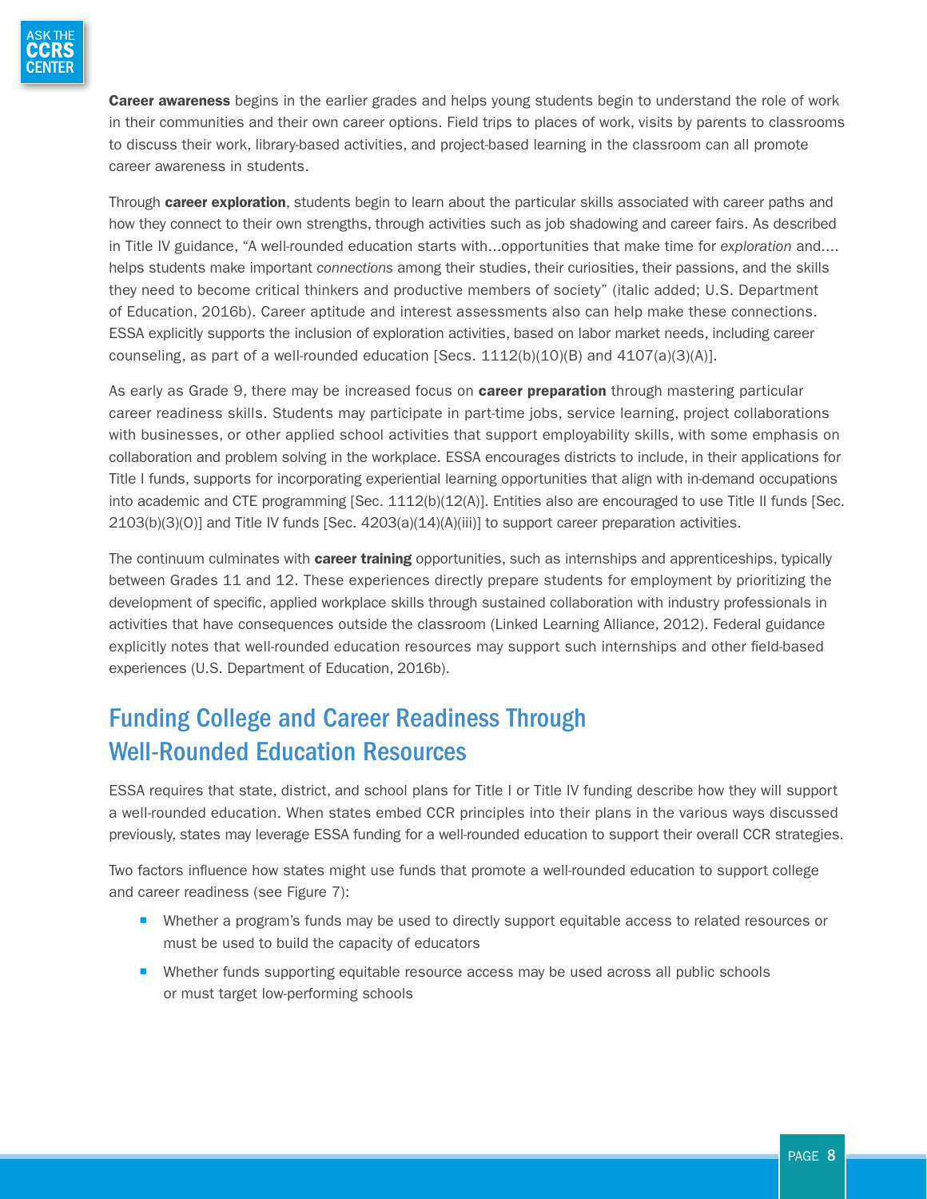**Career awareness** begins in the earlier grades and helps young students begin to understand the role of work in their communities and their own career options. Field trips to places of work, visits by parents to classrooms to discuss their work, library-based activities, and project-based learning in the classroom can all promote career awareness in students.

Through **career exploration**, students begin to learn about the particular skills associated with career paths and how they connect to their own strengths, through activities such as job shadowing and career fairs. As described in Title IV guidance, "A well-rounded education starts with…opportunities that make time for *exploration* and…. helps students make important *connections* among their studies, their curiosities, their passions, and the skills they need to become critical thinkers and productive members of society" (italic added; U.S. Department of Education, 2016b). Career aptitude and interest assessments also can help make these connections. ESSA explicitly supports the inclusion of exploration activities, based on labor market needs, including career counseling, as part of a well-rounded education [Secs. 1112(b)(10)(B) and 4107(a)(3)(A)].

As early as Grade 9, there may be increased focus on **career preparation** through mastering particular career readiness skills. Students may participate in part-time jobs, service learning, project collaborations with businesses, or other applied school activities that support employability skills, with some emphasis on collaboration and problem solving in the workplace. ESSA encourages districts to include, in their applications for Title I funds, supports for incorporating experiential learning opportunities that align with in-demand occupations into academic and CTE programming [Sec. 1112(b)(12(A)]. Entities also are encouraged to use Title II funds [Sec. 2103(b)(3)(O)] and Title IV funds [Sec. 4203(a)(14)(A)(iii)] to support career preparation activities.

The continuum culminates with **career training** opportunities, such as internships and apprenticeships, typically between Grades 11 and 12. These experiences directly prepare students for employment by prioritizing the development of specific, applied workplace skills through sustained collaboration with industry professionals in activities that have consequences outside the classroom (Linked Learning Alliance, 2012). Federal guidance explicitly notes that well-rounded education resources may support such internships and other field-based experiences (U.S. Department of Education, 2016b).

## Funding College and Career Readiness Through Well-Rounded Education Resources

ESSA requires that state, district, and school plans for Title I or Title IV funding describe how they will support a well-rounded education. When states embed CCR principles into their plans in the various ways discussed previously, states may leverage ESSA funding for a well-rounded education to support their overall CCR strategies.

Two factors influence how states might use funds that promote a well-rounded education to support college and career readiness (see Figure 7):

- Whether a program's funds may be used to directly support equitable access to related resources or must be used to build the capacity of educators
- Whether funds supporting equitable resource access may be used across all public schools or must target low-performing schools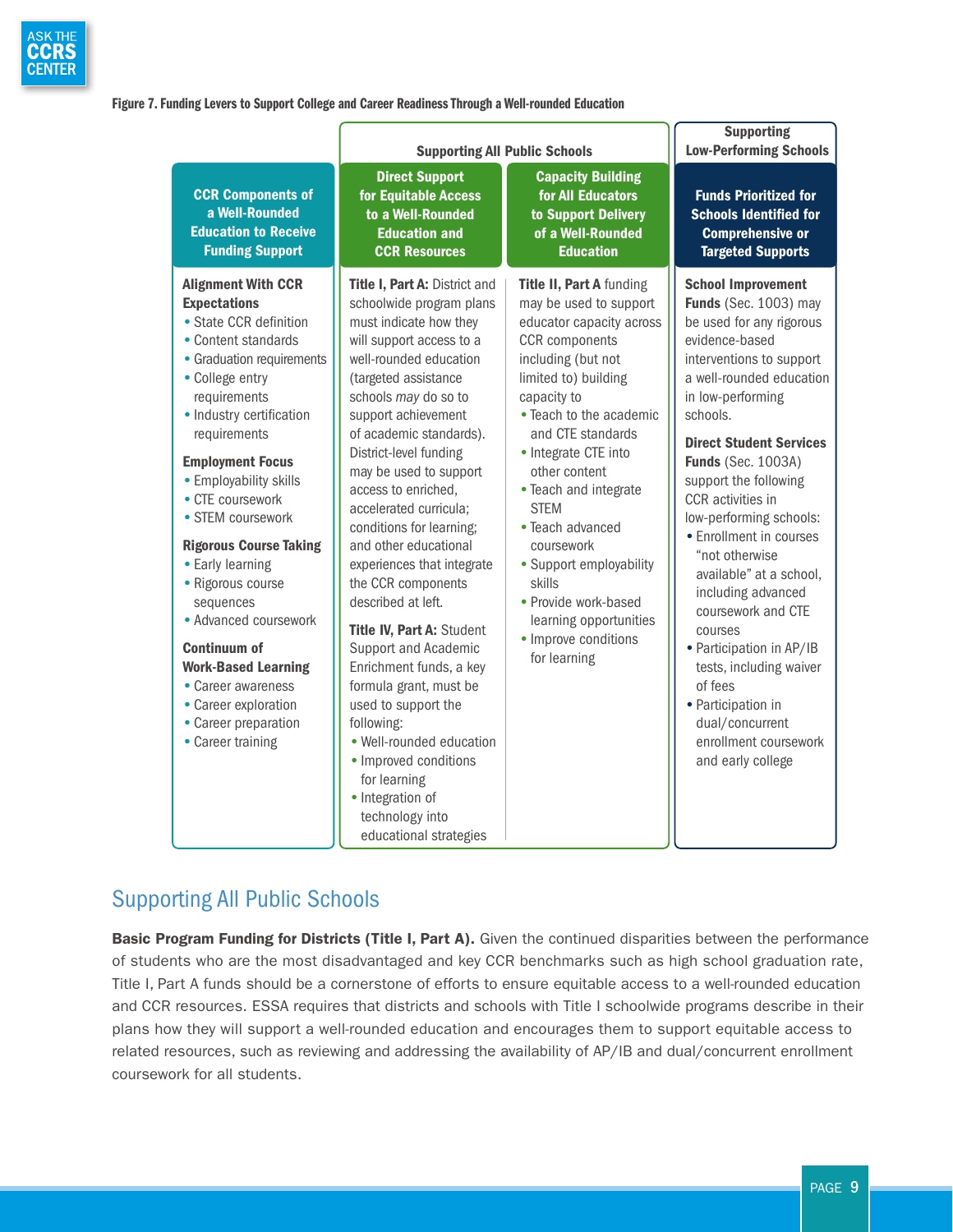**Figure 7. Funding Levers to Support College and Career Readiness Through a Well-rounded Education**

| | Supporting All Public Schools | | Supporting Low-Performing Schools |
|---|---|---|---|
| **CCR Components of a Well-Rounded Education to Receive Funding Support** | **Direct Support for Equitable Access to a Well-Rounded Education and CCR Resources** | **Capacity Building for All Educators to Support Delivery of a Well-Rounded Education** | **Funds Prioritized for Schools Identified for Comprehensive or Targeted Supports** |
| **Alignment With CCR Expectations**<br>• State CCR definition<br>• Content standards<br>• Graduation requirements<br>• College entry requirements<br>• Industry certification requirements<br><br>**Employment Focus**<br>• Employability skills<br>• CTE coursework<br>• STEM coursework<br><br>**Rigorous Course Taking**<br>• Early learning<br>• Rigorous course sequences<br>• Advanced coursework<br><br>**Continuum of Work-Based Learning**<br>• Career awareness<br>• Career exploration<br>• Career preparation<br>• Career training | **Title I, Part A:** District and schoolwide program plans must indicate how they will support access to a well-rounded education (targeted assistance schools *may* do so to support achievement of academic standards). District-level funding may be used to support access to enriched, accelerated curricula; conditions for learning; and other educational experiences that integrate the CCR components described at left.<br><br>**Title IV, Part A:** Student Support and Academic Enrichment funds, a key formula grant, must be used to support the following:<br>• Well-rounded education<br>• Improved conditions for learning<br>• Integration of technology into educational strategies | **Title II, Part A** funding may be used to support educator capacity across CCR components including (but not limited to) building capacity to<br>• Teach to the academic and CTE standards<br>• Integrate CTE into other content<br>• Teach and integrate STEM<br>• Teach advanced coursework<br>• Support employability skills<br>• Provide work-based learning opportunities<br>• Improve conditions for learning | **School Improvement Funds** (Sec. 1003) may be used for any rigorous evidence-based interventions to support a well-rounded education in low-performing schools.<br><br>**Direct Student Services Funds** (Sec. 1003A) support the following CCR activities in low-performing schools:<br>• Enrollment in courses "not otherwise available" at a school, including advanced coursework and CTE courses<br>• Participation in AP/IB tests, including waiver of fees<br>• Participation in dual/concurrent enrollment coursework and early college |

## Supporting All Public Schools

**Basic Program Funding for Districts (Title I, Part A).** Given the continued disparities between the performance of students who are the most disadvantaged and key CCR benchmarks such as high school graduation rate, Title I, Part A funds should be a cornerstone of efforts to ensure equitable access to a well-rounded education and CCR resources. ESSA requires that districts and schools with Title I schoolwide programs describe in their plans how they will support a well-rounded education and encourages them to support equitable access to related resources, such as reviewing and addressing the availability of AP/IB and dual/concurrent enrollment coursework for all students.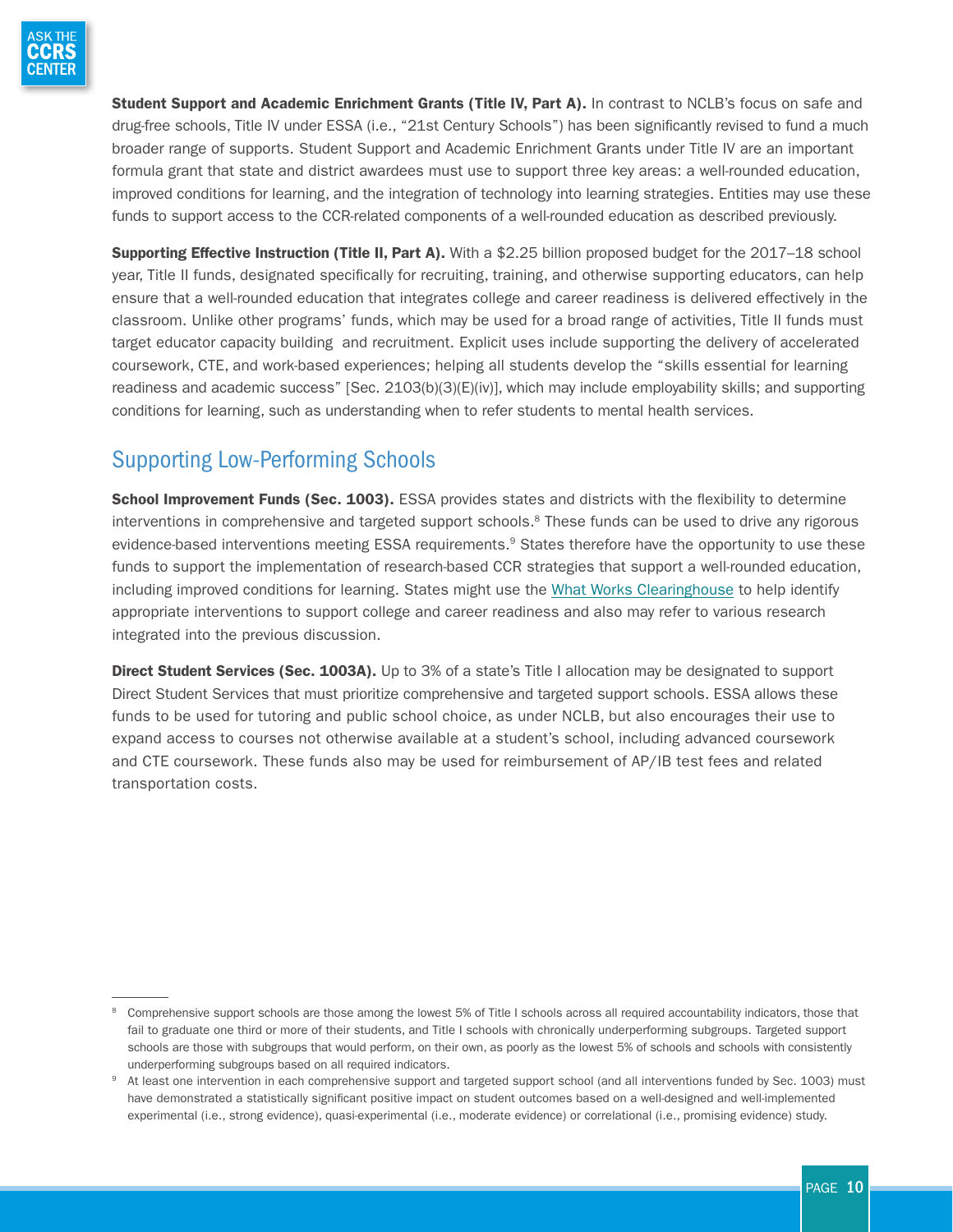**Student Support and Academic Enrichment Grants (Title IV, Part A).** In contrast to NCLB's focus on safe and drug-free schools, Title IV under ESSA (i.e., "21st Century Schools") has been significantly revised to fund a much broader range of supports. Student Support and Academic Enrichment Grants under Title IV are an important formula grant that state and district awardees must use to support three key areas: a well-rounded education, improved conditions for learning, and the integration of technology into learning strategies. Entities may use these funds to support access to the CCR-related components of a well-rounded education as described previously.

**Supporting Effective Instruction (Title II, Part A).** With a $2.25 billion proposed budget for the 2017–18 school year, Title II funds, designated specifically for recruiting, training, and otherwise supporting educators, can help ensure that a well-rounded education that integrates college and career readiness is delivered effectively in the classroom. Unlike other programs' funds, which may be used for a broad range of activities, Title II funds must target educator capacity building and recruitment. Explicit uses include supporting the delivery of accelerated coursework, CTE, and work-based experiences; helping all students develop the "skills essential for learning readiness and academic success" [Sec. 2103(b)(3)(E)(iv)], which may include employability skills; and supporting conditions for learning, such as understanding when to refer students to mental health services.

## Supporting Low-Performing Schools

**School Improvement Funds (Sec. 1003).** ESSA provides states and districts with the flexibility to determine interventions in comprehensive and targeted support schools.[8] These funds can be used to drive any rigorous evidence-based interventions meeting ESSA requirements.[9] States therefore have the opportunity to use these funds to support the implementation of research-based CCR strategies that support a well-rounded education, including improved conditions for learning. States might use the [What Works Clearinghouse]() to help identify appropriate interventions to support college and career readiness and also may refer to various research integrated into the previous discussion.

**Direct Student Services (Sec. 1003A).** Up to 3% of a state's Title I allocation may be designated to support Direct Student Services that must prioritize comprehensive and targeted support schools. ESSA allows these funds to be used for tutoring and public school choice, as under NCLB, but also encourages their use to expand access to courses not otherwise available at a student's school, including advanced coursework and CTE coursework. These funds also may be used for reimbursement of AP/IB test fees and related transportation costs.

---

[8] Comprehensive support schools are those among the lowest 5% of Title I schools across all required accountability indicators, those that fail to graduate one third or more of their students, and Title I schools with chronically underperforming subgroups. Targeted support schools are those with subgroups that would perform, on their own, as poorly as the lowest 5% of schools and schools with consistently underperforming subgroups based on all required indicators.

[9] At least one intervention in each comprehensive support and targeted support school (and all interventions funded by Sec. 1003) must have demonstrated a statistically significant positive impact on student outcomes based on a well-designed and well-implemented experimental (i.e., strong evidence), quasi-experimental (i.e., moderate evidence) or correlational (i.e., promising evidence) study.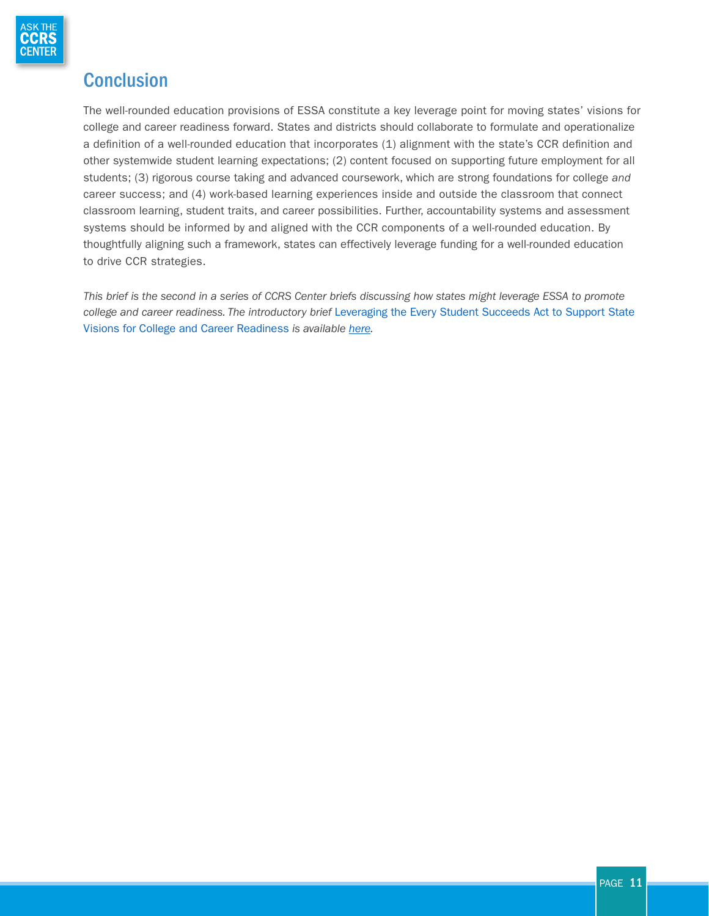## Conclusion

The well-rounded education provisions of ESSA constitute a key leverage point for moving states' visions for college and career readiness forward. States and districts should collaborate to formulate and operationalize a definition of a well-rounded education that incorporates (1) alignment with the state's CCR definition and other systemwide student learning expectations; (2) content focused on supporting future employment for all students; (3) rigorous course taking and advanced coursework, which are strong foundations for college *and* career success; and (4) work-based learning experiences inside and outside the classroom that connect classroom learning, student traits, and career possibilities. Further, accountability systems and assessment systems should be informed by and aligned with the CCR components of a well-rounded education. By thoughtfully aligning such a framework, states can effectively leverage funding for a well-rounded education to drive CCR strategies.

*This brief is the second in a series of CCRS Center briefs discussing how states might leverage ESSA to promote college and career readiness. The introductory brief* Leveraging the Every Student Succeeds Act to Support State Visions for College and Career Readiness *is available here.*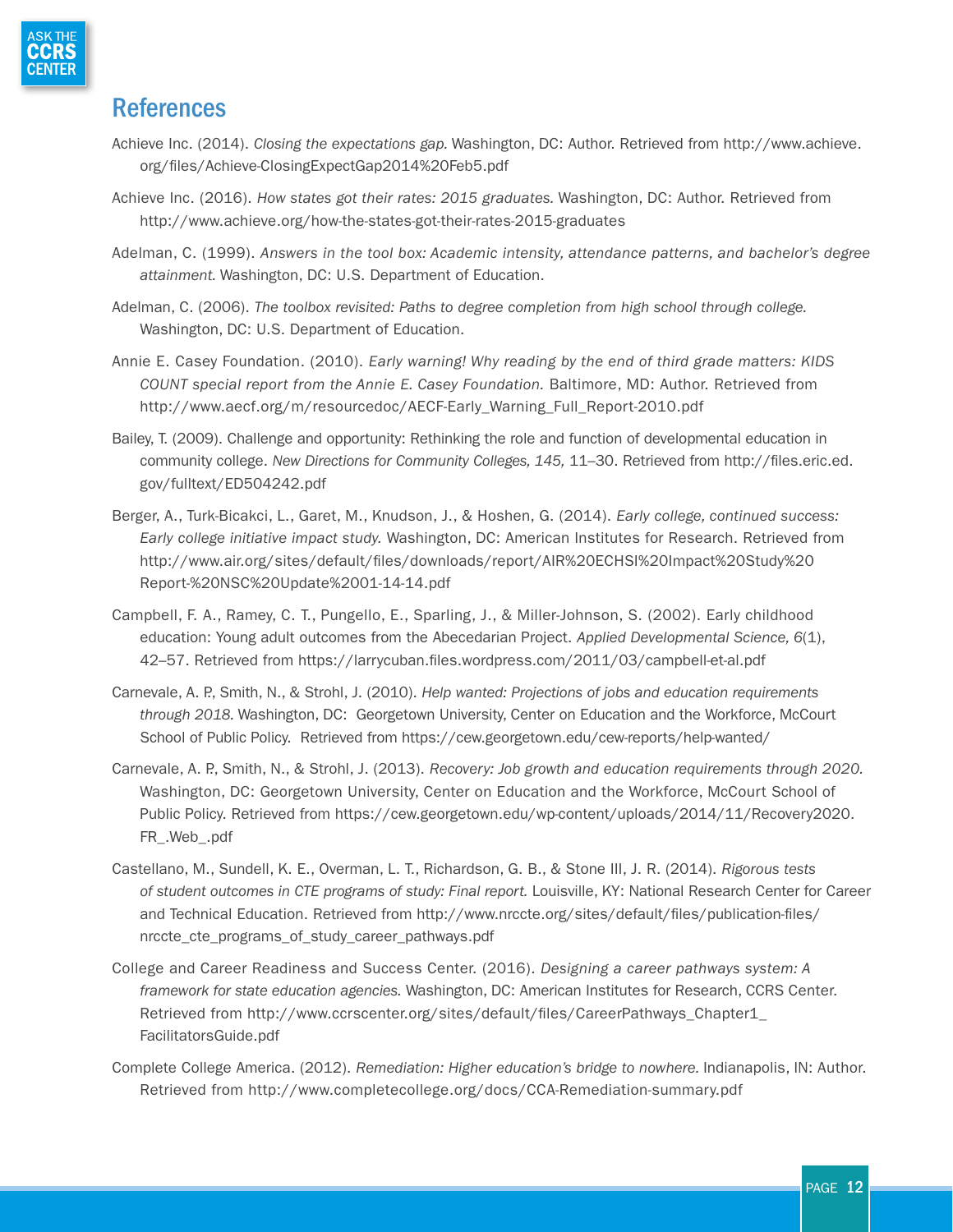## References

Achieve Inc. (2014). *Closing the expectations gap*. Washington, DC: Author. Retrieved from http://www.achieve.org/files/Achieve-ClosingExpectGap2014%20Feb5.pdf

Achieve Inc. (2016). *How states got their rates: 2015 graduates.* Washington, DC: Author. Retrieved from http://www.achieve.org/how-the-states-got-their-rates-2015-graduates

Adelman, C. (1999). *Answers in the tool box: Academic intensity, attendance patterns, and bachelor's degree attainment*. Washington, DC: U.S. Department of Education.

Adelman, C. (2006). *The toolbox revisited: Paths to degree completion from high school through college.* Washington, DC: U.S. Department of Education.

Annie E. Casey Foundation. (2010). *Early warning! Why reading by the end of third grade matters: KIDS COUNT special report from the Annie E. Casey Foundation.* Baltimore, MD: Author. Retrieved from http://www.aecf.org/m/resourcedoc/AECF-Early_Warning_Full_Report-2010.pdf

Bailey, T. (2009). Challenge and opportunity: Rethinking the role and function of developmental education in community college. *New Directions for Community Colleges, 145,* 11–30. Retrieved from http://files.eric.ed.gov/fulltext/ED504242.pdf

Berger, A., Turk-Bicakci, L., Garet, M., Knudson, J., & Hoshen, G. (2014). *Early college, continued success: Early college initiative impact study.* Washington, DC: American Institutes for Research. Retrieved from http://www.air.org/sites/default/files/downloads/report/AIR%20ECHSI%20Impact%20Study%20Report-%20NSC%20Update%2001-14-14.pdf

Campbell, F. A., Ramey, C. T., Pungello, E., Sparling, J., & Miller-Johnson, S. (2002). Early childhood education: Young adult outcomes from the Abecedarian Project. *Applied Developmental Science, 6*(1), 42–57. Retrieved from https://larrycuban.files.wordpress.com/2011/03/campbell-et-al.pdf

Carnevale, A. P., Smith, N., & Strohl, J. (2010). *Help wanted: Projections of jobs and education requirements through 2018.* Washington, DC: Georgetown University, Center on Education and the Workforce, McCourt School of Public Policy. Retrieved from https://cew.georgetown.edu/cew-reports/help-wanted/

Carnevale, A. P., Smith, N., & Strohl, J. (2013). *Recovery: Job growth and education requirements through 2020.* Washington, DC: Georgetown University, Center on Education and the Workforce, McCourt School of Public Policy. Retrieved from https://cew.georgetown.edu/wp-content/uploads/2014/11/Recovery2020.FR_.Web_.pdf

Castellano, M., Sundell, K. E., Overman, L. T., Richardson, G. B., & Stone III, J. R. (2014). *Rigorous tests of student outcomes in CTE programs of study: Final report.* Louisville, KY: National Research Center for Career and Technical Education. Retrieved from http://www.nrccte.org/sites/default/files/publication-files/nrccte_cte_programs_of_study_career_pathways.pdf

College and Career Readiness and Success Center. (2016). *Designing a career pathways system: A framework for state education agencies*. Washington, DC: American Institutes for Research, CCRS Center. Retrieved from http://www.ccrscenter.org/sites/default/files/CareerPathways_Chapter1_FacilitatorsGuide.pdf

Complete College America. (2012). *Remediation: Higher education's bridge to nowhere.* Indianapolis, IN: Author. Retrieved from http://www.completecollege.org/docs/CCA-Remediation-summary.pdf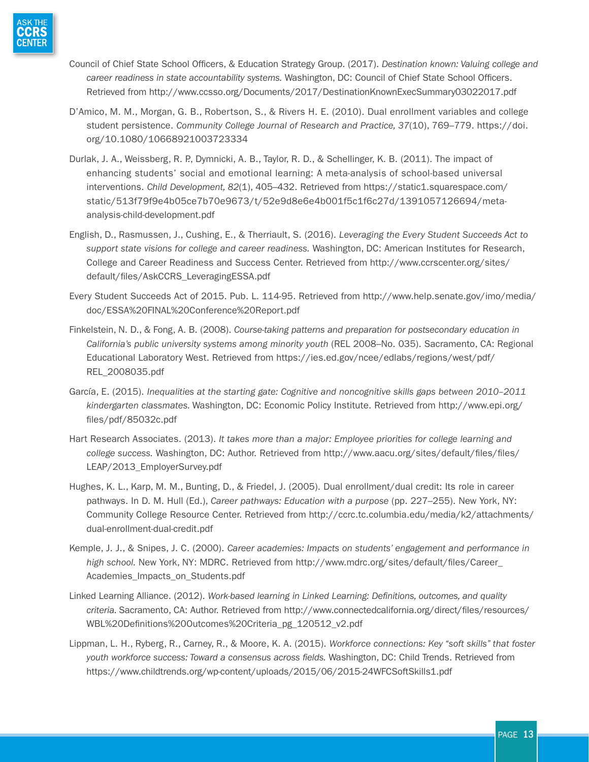Council of Chief State School Officers, & Education Strategy Group. (2017). *Destination known: Valuing college and career readiness in state accountability systems.* Washington, DC: Council of Chief State School Officers. Retrieved from http://www.ccsso.org/Documents/2017/DestinationKnownExecSummary03022017.pdf

D'Amico, M. M., Morgan, G. B., Robertson, S., & Rivers H. E. (2010). Dual enrollment variables and college student persistence. *Community College Journal of Research and Practice, 37*(10), 769–779. https://doi.org/10.1080/10668921003723334

Durlak, J. A., Weissberg, R. P., Dymnicki, A. B., Taylor, R. D., & Schellinger, K. B. (2011). The impact of enhancing students' social and emotional learning: A meta-analysis of school-based universal interventions. *Child Development, 82*(1), 405–432. Retrieved from https://static1.squarespace.com/static/513f79f9e4b05ce7b70e9673/t/52e9d8e6e4b001f5c1f6c27d/1391057126694/meta-analysis-child-development.pdf

English, D., Rasmussen, J., Cushing, E., & Therriault, S. (2016). *Leveraging the Every Student Succeeds Act to support state visions for college and career readiness.* Washington, DC: American Institutes for Research, College and Career Readiness and Success Center. Retrieved from http://www.ccrscenter.org/sites/default/files/AskCCRS_LeveragingESSA.pdf

Every Student Succeeds Act of 2015. Pub. L. 114-95. Retrieved from http://www.help.senate.gov/imo/media/doc/ESSA%20FINAL%20Conference%20Report.pdf

Finkelstein, N. D., & Fong, A. B. (2008). *Course-taking patterns and preparation for postsecondary education in California's public university systems among minority youth* (REL 2008–No. 035). Sacramento, CA: Regional Educational Laboratory West. Retrieved from https://ies.ed.gov/ncee/edlabs/regions/west/pdf/REL_2008035.pdf

García, E. (2015). *Inequalities at the starting gate: Cognitive and noncognitive skills gaps between 2010–2011 kindergarten classmates.* Washington, DC: Economic Policy Institute. Retrieved from http://www.epi.org/files/pdf/85032c.pdf

Hart Research Associates. (2013). *It takes more than a major: Employee priorities for college learning and college success.* Washington, DC: Author. Retrieved from http://www.aacu.org/sites/default/files/files/LEAP/2013_EmployerSurvey.pdf

Hughes, K. L., Karp, M. M., Bunting, D., & Friedel, J. (2005). Dual enrollment/dual credit: Its role in career pathways. In D. M. Hull (Ed.), *Career pathways: Education with a purpose* (pp. 227–255). New York, NY: Community College Resource Center. Retrieved from http://ccrc.tc.columbia.edu/media/k2/attachments/dual-enrollment-dual-credit.pdf

Kemple, J. J., & Snipes, J. C. (2000). *Career academies: Impacts on students' engagement and performance in high school.* New York, NY: MDRC. Retrieved from http://www.mdrc.org/sites/default/files/Career_Academies_Impacts_on_Students.pdf

Linked Learning Alliance. (2012). *Work-based learning in Linked Learning: Definitions, outcomes, and quality criteria.* Sacramento, CA: Author. Retrieved from http://www.connectedcalifornia.org/direct/files/resources/WBL%20Definitions%20Outcomes%20Criteria_pg_120512_v2.pdf

Lippman, L. H., Ryberg, R., Carney, R., & Moore, K. A. (2015). *Workforce connections: Key "soft skills" that foster youth workforce success: Toward a consensus across fields.* Washington, DC: Child Trends. Retrieved from https://www.childtrends.org/wp-content/uploads/2015/06/2015-24WFCSoftSkills1.pdf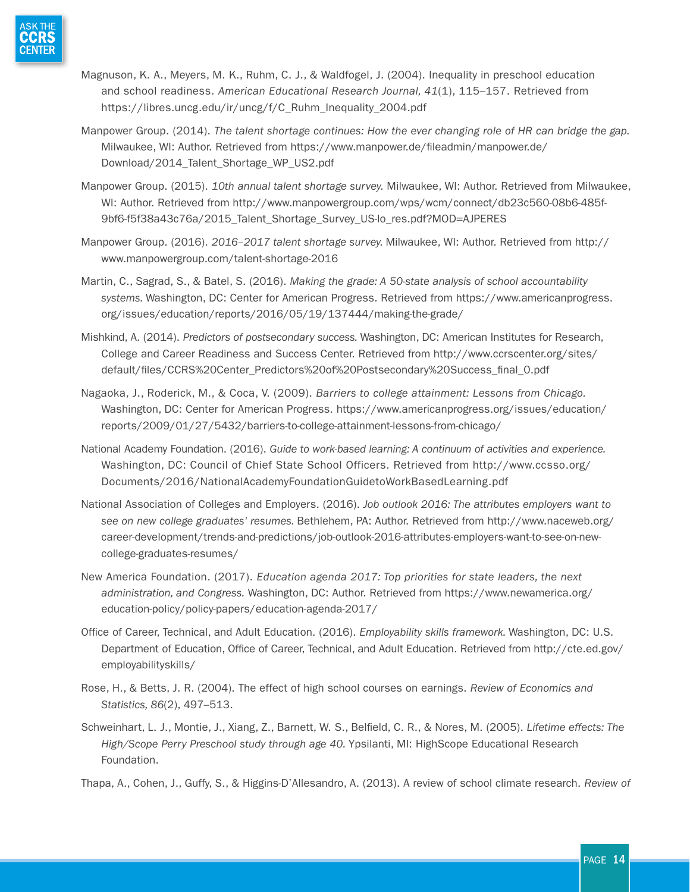Magnuson, K. A., Meyers, M. K., Ruhm, C. J., & Waldfogel, J. (2004). Inequality in preschool education and school readiness. *American Educational Research Journal, 41*(1), 115–157. Retrieved from https://libres.uncg.edu/ir/uncg/f/C_Ruhm_Inequality_2004.pdf

Manpower Group. (2014). *The talent shortage continues: How the ever changing role of HR can bridge the gap.* Milwaukee, WI: Author. Retrieved from https://www.manpower.de/fileadmin/manpower.de/Download/2014_Talent_Shortage_WP_US2.pdf

Manpower Group. (2015). *10th annual talent shortage survey.* Milwaukee, WI: Author. Retrieved from Milwaukee, WI: Author. Retrieved from http://www.manpowergroup.com/wps/wcm/connect/db23c560-08b6-485f-9bf6-f5f38a43c76a/2015_Talent_Shortage_Survey_US-lo_res.pdf?MOD=AJPERES

Manpower Group. (2016). *2016–2017 talent shortage survey*. Milwaukee, WI: Author. Retrieved from http://www.manpowergroup.com/talent-shortage-2016

Martin, C., Sagrad, S., & Batel, S. (2016). *Making the grade: A 50-state analysis of school accountability systems.* Washington, DC: Center for American Progress. Retrieved from https://www.americanprogress.org/issues/education/reports/2016/05/19/137444/making-the-grade/

Mishkind, A. (2014). *Predictors of postsecondary success.* Washington, DC: American Institutes for Research, College and Career Readiness and Success Center. Retrieved from http://www.ccrscenter.org/sites/default/files/CCRS%20Center_Predictors%20of%20Postsecondary%20Success_final_0.pdf

Nagaoka, J., Roderick, M., & Coca, V. (2009). *Barriers to college attainment: Lessons from Chicago.* Washington, DC: Center for American Progress. https://www.americanprogress.org/issues/education/reports/2009/01/27/5432/barriers-to-college-attainment-lessons-from-chicago/

National Academy Foundation. (2016). *Guide to work-based learning: A continuum of activities and experience.* Washington, DC: Council of Chief State School Officers. Retrieved from http://www.ccsso.org/Documents/2016/NationalAcademyFoundationGuidetoWorkBasedLearning.pdf

National Association of Colleges and Employers. (2016). *Job outlook 2016: The attributes employers want to see on new college graduates' resumes.* Bethlehem, PA: Author. Retrieved from http://www.naceweb.org/career-development/trends-and-predictions/job-outlook-2016-attributes-employers-want-to-see-on-new-college-graduates-resumes/

New America Foundation. (2017). *Education agenda 2017: Top priorities for state leaders, the next administration, and Congress.* Washington, DC: Author. Retrieved from https://www.newamerica.org/education-policy/policy-papers/education-agenda-2017/

Office of Career, Technical, and Adult Education. (2016). *Employability skills framework.* Washington, DC: U.S. Department of Education, Office of Career, Technical, and Adult Education. Retrieved from http://cte.ed.gov/employabilityskills/

Rose, H., & Betts, J. R. (2004). The effect of high school courses on earnings. *Review of Economics and Statistics, 86*(2), 497–513.

Schweinhart, L. J., Montie, J., Xiang, Z., Barnett, W. S., Belfield, C. R., & Nores, M. (2005). *Lifetime effects: The High/Scope Perry Preschool study through age 40.* Ypsilanti, MI: HighScope Educational Research Foundation.

Thapa, A., Cohen, J., Guffy, S., & Higgins-D'Allesandro, A. (2013). A review of school climate research. *Review of*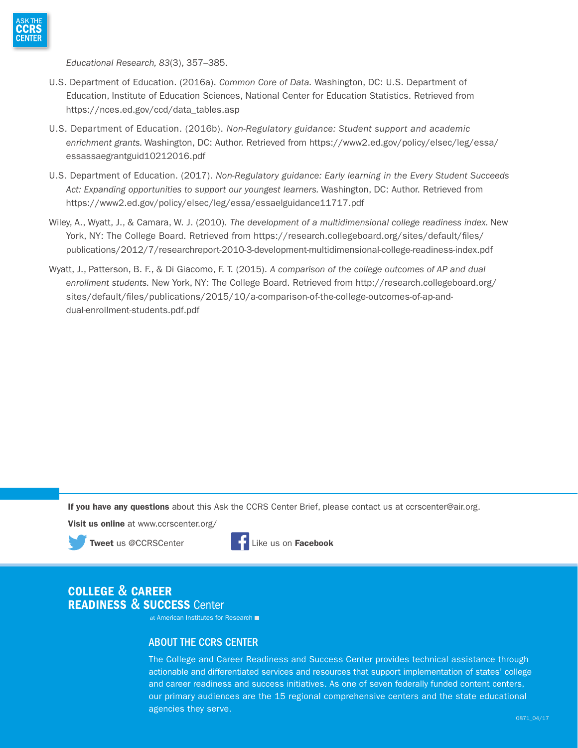*Educational Research, 83*(3), 357–385.

U.S. Department of Education. (2016a). *Common Core of Data.* Washington, DC: U.S. Department of Education, Institute of Education Sciences, National Center for Education Statistics. Retrieved from https://nces.ed.gov/ccd/data_tables.asp

U.S. Department of Education. (2016b). *Non-Regulatory guidance: Student support and academic enrichment grants.* Washington, DC: Author. Retrieved from https://www2.ed.gov/policy/elsec/leg/essa/essassaegrantguid10212016.pdf

U.S. Department of Education. (2017). *Non-Regulatory guidance: Early learning in the Every Student Succeeds Act: Expanding opportunities to support our youngest learners.* Washington, DC: Author. Retrieved from https://www2.ed.gov/policy/elsec/leg/essa/essaelguidance11717.pdf

Wiley, A., Wyatt, J., & Camara, W. J. (2010). *The development of a multidimensional college readiness index.* New York, NY: The College Board. Retrieved from https://research.collegeboard.org/sites/default/files/publications/2012/7/researchreport-2010-3-development-multidimensional-college-readiness-index.pdf

Wyatt, J., Patterson, B. F., & Di Giacomo, F. T. (2015). *A comparison of the college outcomes of AP and dual enrollment students.* New York, NY: The College Board. Retrieved from http://research.collegeboard.org/sites/default/files/publications/2015/10/a-comparison-of-the-college-outcomes-of-ap-and-dual-enrollment-students.pdf.pdf

**If you have any questions** about this Ask the CCRS Center Brief, please contact us at ccrscenter@air.org.

**Visit us online** at www.ccrscenter.org/

**Tweet** us @CCRSCenter

Like us on **Facebook**

**COLLEGE & CAREER READINESS & SUCCESS** Center
at American Institutes for Research

## ABOUT THE CCRS CENTER

The College and Career Readiness and Success Center provides technical assistance through actionable and differentiated services and resources that support implementation of states' college and career readiness and success initiatives. As one of seven federally funded content centers, our primary audiences are the 15 regional comprehensive centers and the state educational agencies they serve.

0871_04/17